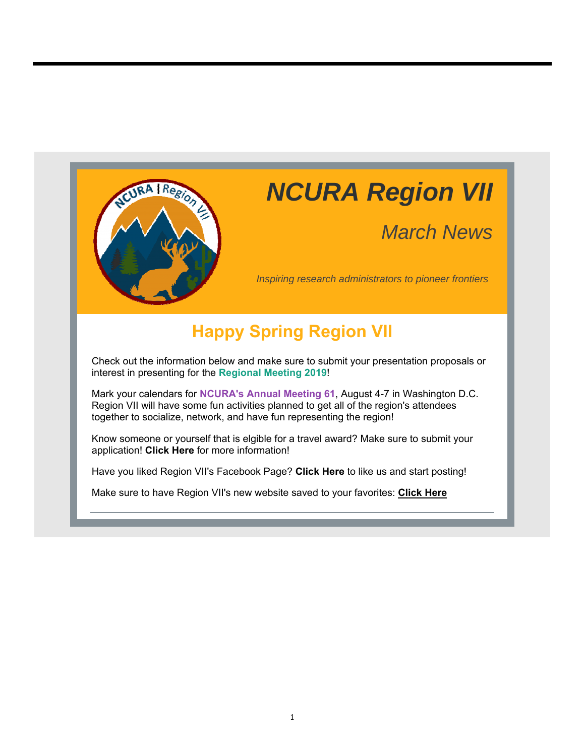# NCURA Region VII

## *March News*

*Inspiring research administrators to pioneer frontiers*

## Happy Spring Region VII

Check out the information below and make sure to submit your presentation proposals or interest in presenting for the **Regional Meeting 2019**!

Mark your calendars for **NCURA's Annual Meeting 61**, August 4-7 in Washington D.C. Region VII will have some fun activities planned to get all of the region's attendees together to socialize, network, and have fun representing the region!

Know someone or yourself that is elgible for a travel award? Make sure to submit your application! **Click Here** for more information!

Have you liked Region VII's Facebook Page? **Click Here** to like us and start posting!

Make sure to have Region VII's new website saved to your favorites: **Click Here**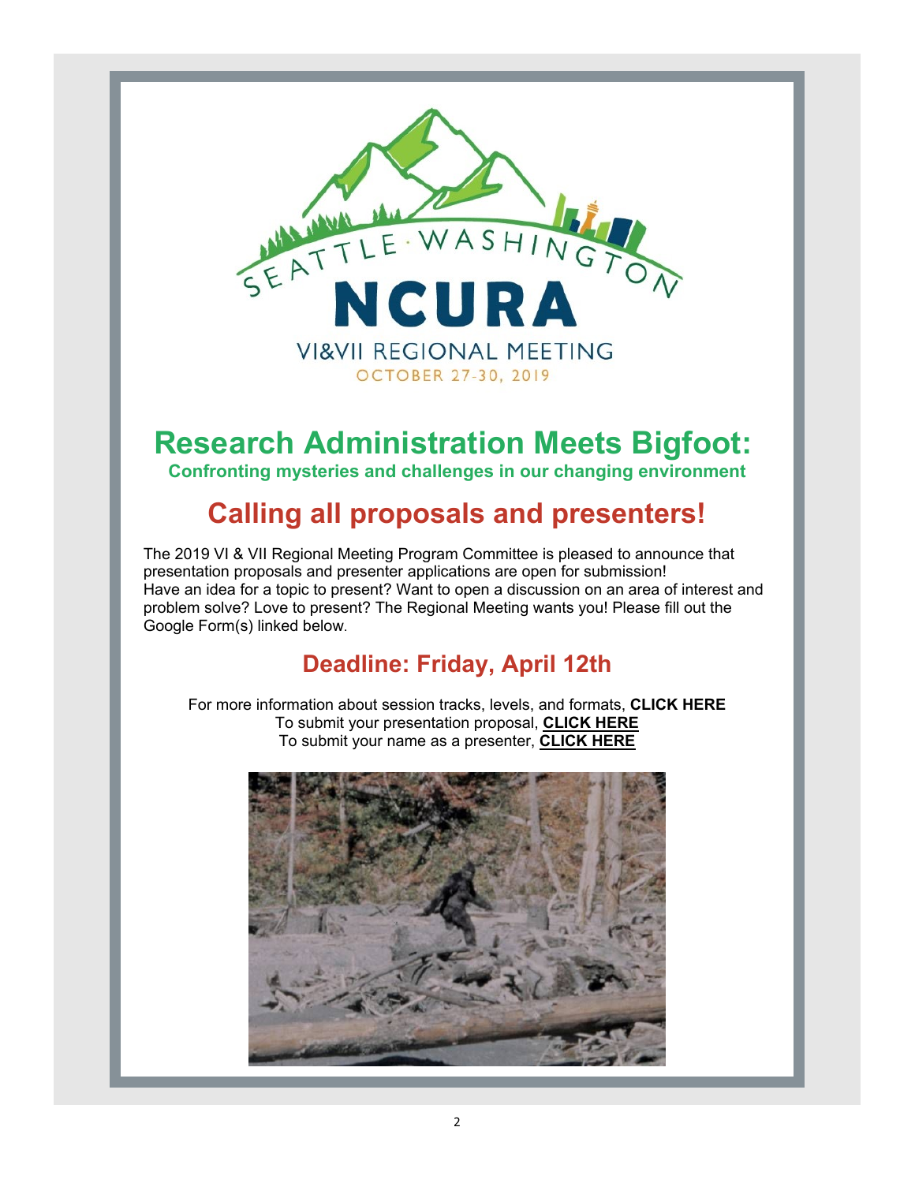SEATTLE · WASHINGTON

NCURA

VI&VII REGIONAL MEETING

OCTOBER 27-30, 2019

# Research Administration Meets Bigfoot:

**Confronting mysteries and challenges in our changing environment**

## Calling all proposals and presenters!

The 2019 VI & VII Regional Meeting Program Committee is pleased to announce that presentation proposals and presenter applications are open for submission!
Have an idea for a topic to present? Want to open a discussion on an area of interest and problem solve? Love to present? The Regional Meeting wants you! Please fill out the Google Form(s) linked below.

### Deadline: Friday, April 12th

For more information about session tracks, levels, and formats, **CLICK HERE**
To submit your presentation proposal, **CLICK HERE**
To submit your name as a presenter, **CLICK HERE**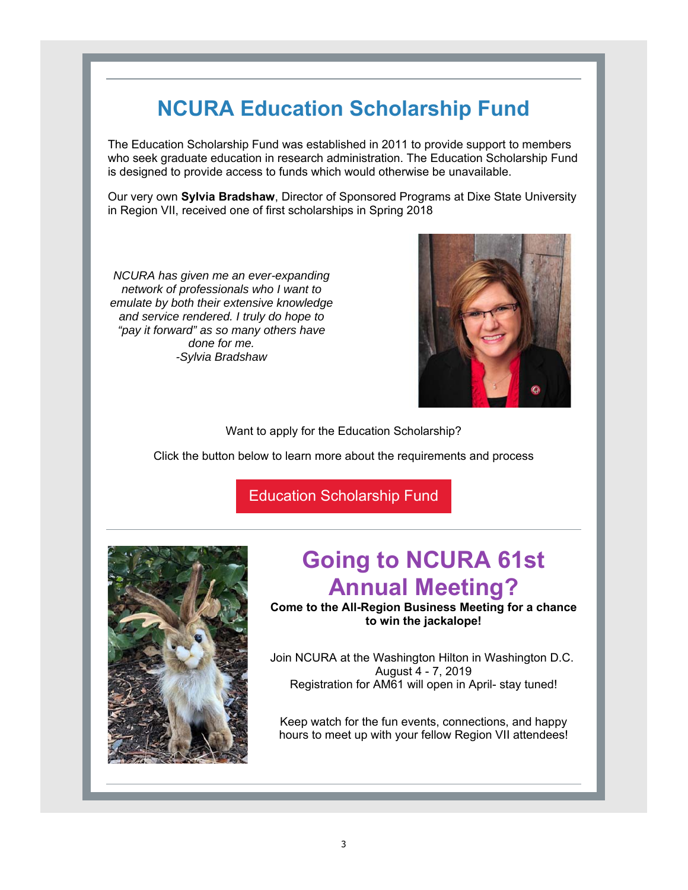# NCURA Education Scholarship Fund

The Education Scholarship Fund was established in 2011 to provide support to members who seek graduate education in research administration. The Education Scholarship Fund is designed to provide access to funds which would otherwise be unavailable.

Our very own **Sylvia Bradshaw**, Director of Sponsored Programs at Dixe State University in Region VII, received one of first scholarships in Spring 2018

*NCURA has given me an ever-expanding network of professionals who I want to emulate by both their extensive knowledge and service rendered. I truly do hope to "pay it forward" as so many others have done for me.*
*-Sylvia Bradshaw*

Want to apply for the Education Scholarship?

Click the button below to learn more about the requirements and process

Education Scholarship Fund

## Going to NCURA 61st Annual Meeting?

**Come to the All-Region Business Meeting for a chance to win the jackalope!**

Join NCURA at the Washington Hilton in Washington D.C.
August 4 - 7, 2019
Registration for AM61 will open in April- stay tuned!

Keep watch for the fun events, connections, and happy hours to meet up with your fellow Region VII attendees!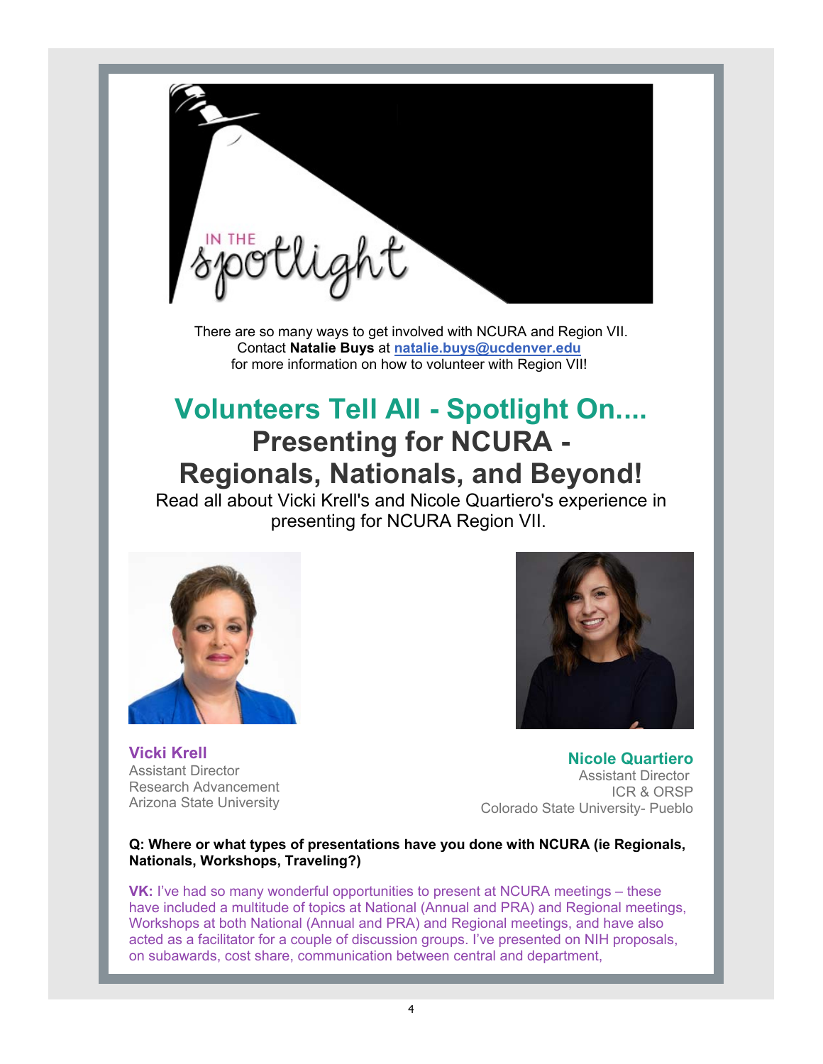There are so many ways to get involved with NCURA and Region VII.
Contact **Natalie Buys** at **natalie.buys@ucdenver.edu**
for more information on how to volunteer with Region VII!

# Volunteers Tell All - Spotlight On....
# Presenting for NCURA - Regionals, Nationals, and Beyond!

Read all about Vicki Krell's and Nicole Quartiero's experience in presenting for NCURA Region VII.

**Vicki Krell**
Assistant Director
Research Advancement
Arizona State University

**Nicole Quartiero**
Assistant Director
ICR & ORSP
Colorado State University- Pueblo

**Q: Where or what types of presentations have you done with NCURA (ie Regionals, Nationals, Workshops, Traveling?)**

**VK:** I've had so many wonderful opportunities to present at NCURA meetings – these have included a multitude of topics at National (Annual and PRA) and Regional meetings, Workshops at both National (Annual and PRA) and Regional meetings, and have also acted as a facilitator for a couple of discussion groups. I've presented on NIH proposals, on subawards, cost share, communication between central and department,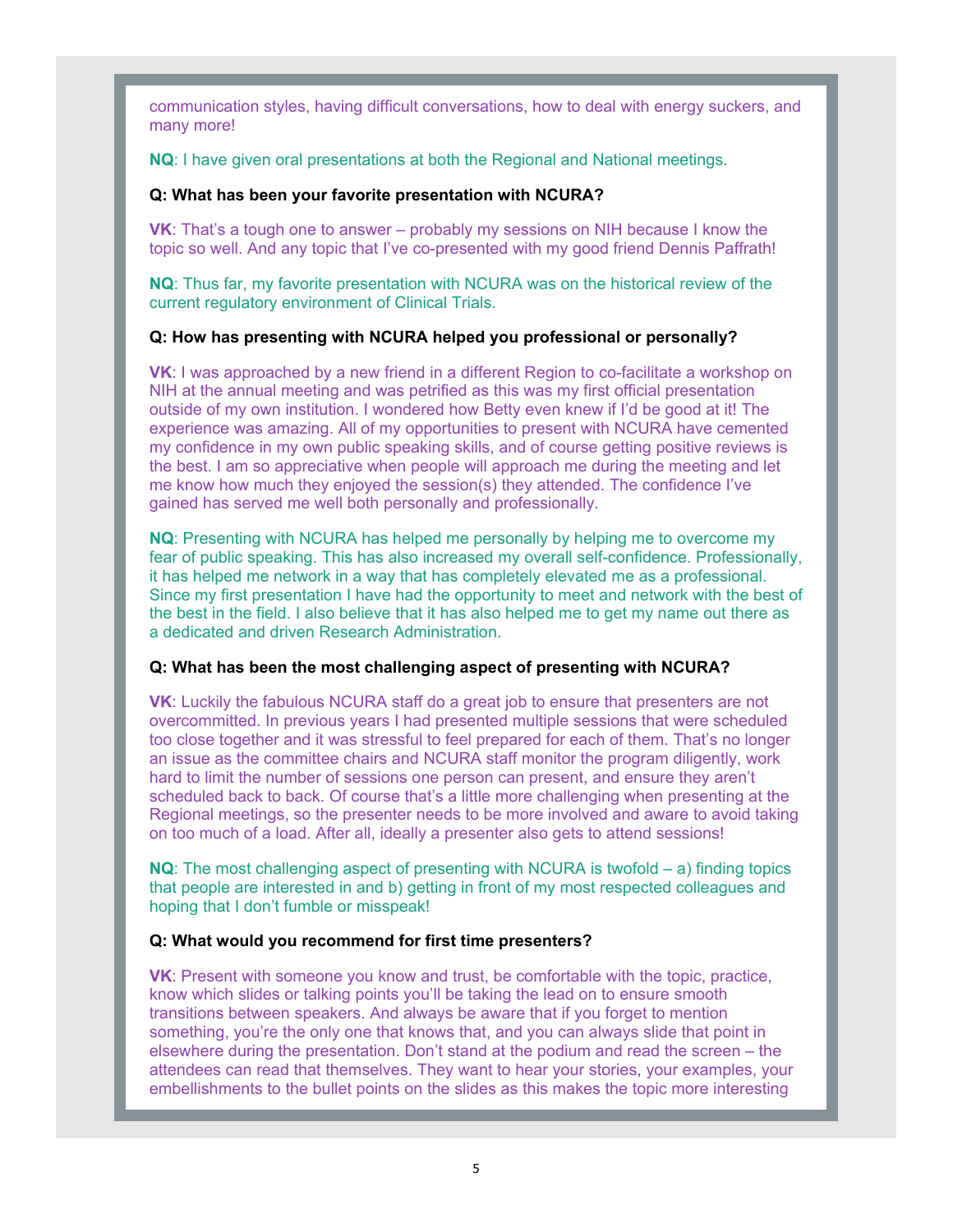communication styles, having difficult conversations, how to deal with energy suckers, and many more!

**NQ**: I have given oral presentations at both the Regional and National meetings.

**Q: What has been your favorite presentation with NCURA?**

**VK**: That's a tough one to answer – probably my sessions on NIH because I know the topic so well. And any topic that I've co-presented with my good friend Dennis Paffrath!

**NQ**: Thus far, my favorite presentation with NCURA was on the historical review of the current regulatory environment of Clinical Trials.

**Q: How has presenting with NCURA helped you professional or personally?**

**VK**: I was approached by a new friend in a different Region to co-facilitate a workshop on NIH at the annual meeting and was petrified as this was my first official presentation outside of my own institution. I wondered how Betty even knew if I'd be good at it! The experience was amazing. All of my opportunities to present with NCURA have cemented my confidence in my own public speaking skills, and of course getting positive reviews is the best. I am so appreciative when people will approach me during the meeting and let me know how much they enjoyed the session(s) they attended. The confidence I've gained has served me well both personally and professionally.

**NQ**: Presenting with NCURA has helped me personally by helping me to overcome my fear of public speaking. This has also increased my overall self-confidence. Professionally, it has helped me network in a way that has completely elevated me as a professional. Since my first presentation I have had the opportunity to meet and network with the best of the best in the field. I also believe that it has also helped me to get my name out there as a dedicated and driven Research Administration.

**Q: What has been the most challenging aspect of presenting with NCURA?**

**VK**: Luckily the fabulous NCURA staff do a great job to ensure that presenters are not overcommitted. In previous years I had presented multiple sessions that were scheduled too close together and it was stressful to feel prepared for each of them. That's no longer an issue as the committee chairs and NCURA staff monitor the program diligently, work hard to limit the number of sessions one person can present, and ensure they aren't scheduled back to back. Of course that's a little more challenging when presenting at the Regional meetings, so the presenter needs to be more involved and aware to avoid taking on too much of a load. After all, ideally a presenter also gets to attend sessions!

**NQ**: The most challenging aspect of presenting with NCURA is twofold – a) finding topics that people are interested in and b) getting in front of my most respected colleagues and hoping that I don't fumble or misspeak!

**Q: What would you recommend for first time presenters?**

**VK**: Present with someone you know and trust, be comfortable with the topic, practice, know which slides or talking points you'll be taking the lead on to ensure smooth transitions between speakers. And always be aware that if you forget to mention something, you're the only one that knows that, and you can always slide that point in elsewhere during the presentation. Don't stand at the podium and read the screen – the attendees can read that themselves. They want to hear your stories, your examples, your embellishments to the bullet points on the slides as this makes the topic more interesting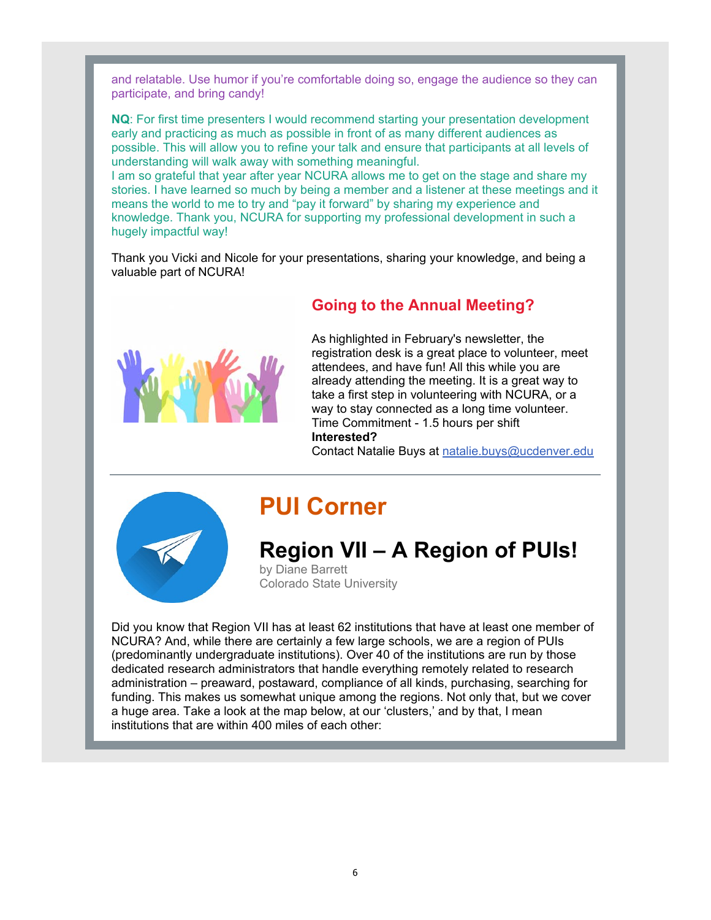and relatable. Use humor if you're comfortable doing so, engage the audience so they can participate, and bring candy!

**NQ**: For first time presenters I would recommend starting your presentation development early and practicing as much as possible in front of as many different audiences as possible. This will allow you to refine your talk and ensure that participants at all levels of understanding will walk away with something meaningful.
I am so grateful that year after year NCURA allows me to get on the stage and share my stories. I have learned so much by being a member and a listener at these meetings and it means the world to me to try and "pay it forward" by sharing my experience and knowledge. Thank you, NCURA for supporting my professional development in such a hugely impactful way!

Thank you Vicki and Nicole for your presentations, sharing your knowledge, and being a valuable part of NCURA!

## Going to the Annual Meeting?

As highlighted in February's newsletter, the registration desk is a great place to volunteer, meet attendees, and have fun! All this while you are already attending the meeting. It is a great way to take a first step in volunteering with NCURA, or a way to stay connected as a long time volunteer.
Time Commitment - 1.5 hours per shift
**Interested?**
Contact Natalie Buys at natalie.buys@ucdenver.edu

---

# PUI Corner

## Region VII – A Region of PUIs!

by Diane Barrett
Colorado State University

Did you know that Region VII has at least 62 institutions that have at least one member of NCURA? And, while there are certainly a few large schools, we are a region of PUIs (predominantly undergraduate institutions). Over 40 of the institutions are run by those dedicated research administrators that handle everything remotely related to research administration – preaward, postaward, compliance of all kinds, purchasing, searching for funding. This makes us somewhat unique among the regions. Not only that, but we cover a huge area. Take a look at the map below, at our 'clusters,' and by that, I mean institutions that are within 400 miles of each other: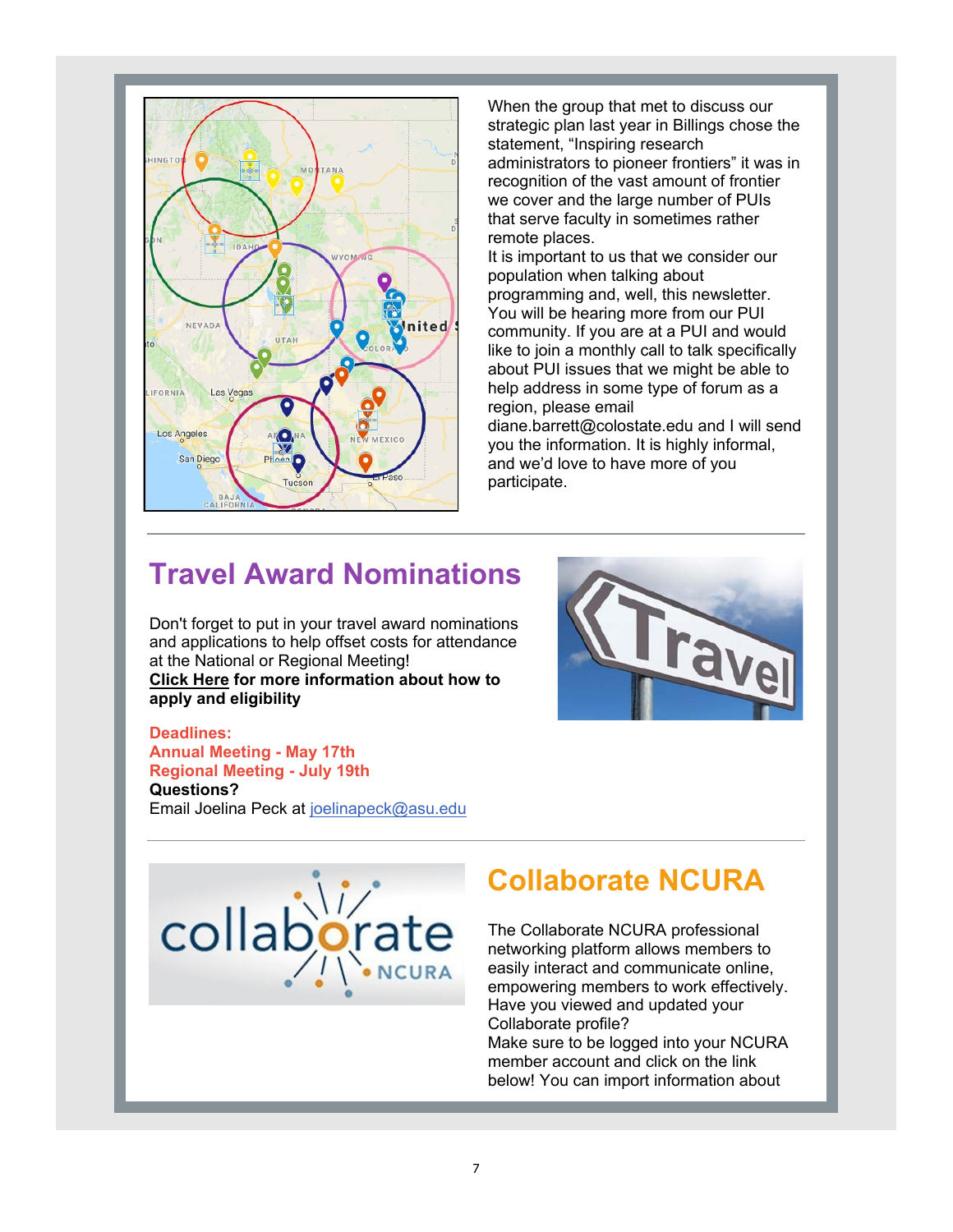When the group that met to discuss our strategic plan last year in Billings chose the statement, "Inspiring research administrators to pioneer frontiers" it was in recognition of the vast amount of frontier we cover and the large number of PUIs that serve faculty in sometimes rather remote places.

It is important to us that we consider our population when talking about programming and, well, this newsletter. You will be hearing more from our PUI community. If you are at a PUI and would like to join a monthly call to talk specifically about PUI issues that we might be able to help address in some type of forum as a region, please email diane.barrett@colostate.edu and I will send you the information. It is highly informal, and we'd love to have more of you participate.

## Travel Award Nominations

Don't forget to put in your travel award nominations and applications to help offset costs for attendance at the National or Regional Meeting!

**Click Here for more information about how to apply and eligibility**

**Deadlines:**
**Annual Meeting - May 17th**
**Regional Meeting - July 19th**
**Questions?**
Email Joelina Peck at joelinapeck@asu.edu

## Collaborate NCURA

The Collaborate NCURA professional networking platform allows members to easily interact and communicate online, empowering members to work effectively. Have you viewed and updated your Collaborate profile?

Make sure to be logged into your NCURA member account and click on the link below! You can import information about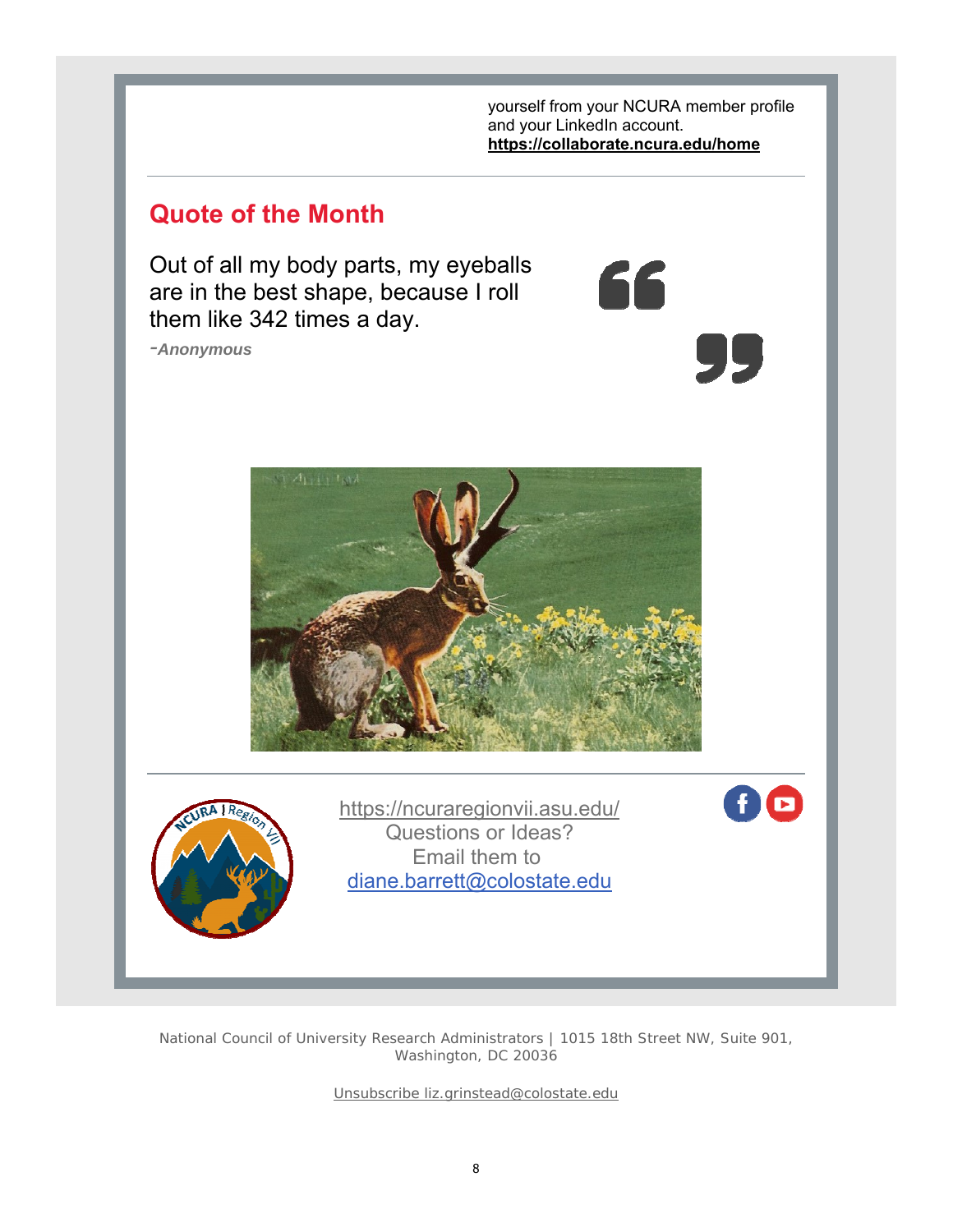yourself from your NCURA member profile and your LinkedIn account.
**https://collaborate.ncura.edu/home**

## Quote of the Month

Out of all my body parts, my eyeballs are in the best shape, because I roll them like 342 times a day.

*-Anonymous*

https://ncuraregionvii.asu.edu/
Questions or Ideas?
Email them to
diane.barrett@colostate.edu

National Council of University Research Administrators | 1015 18th Street NW, Suite 901, Washington, DC 20036

Unsubscribe liz.grinstead@colostate.edu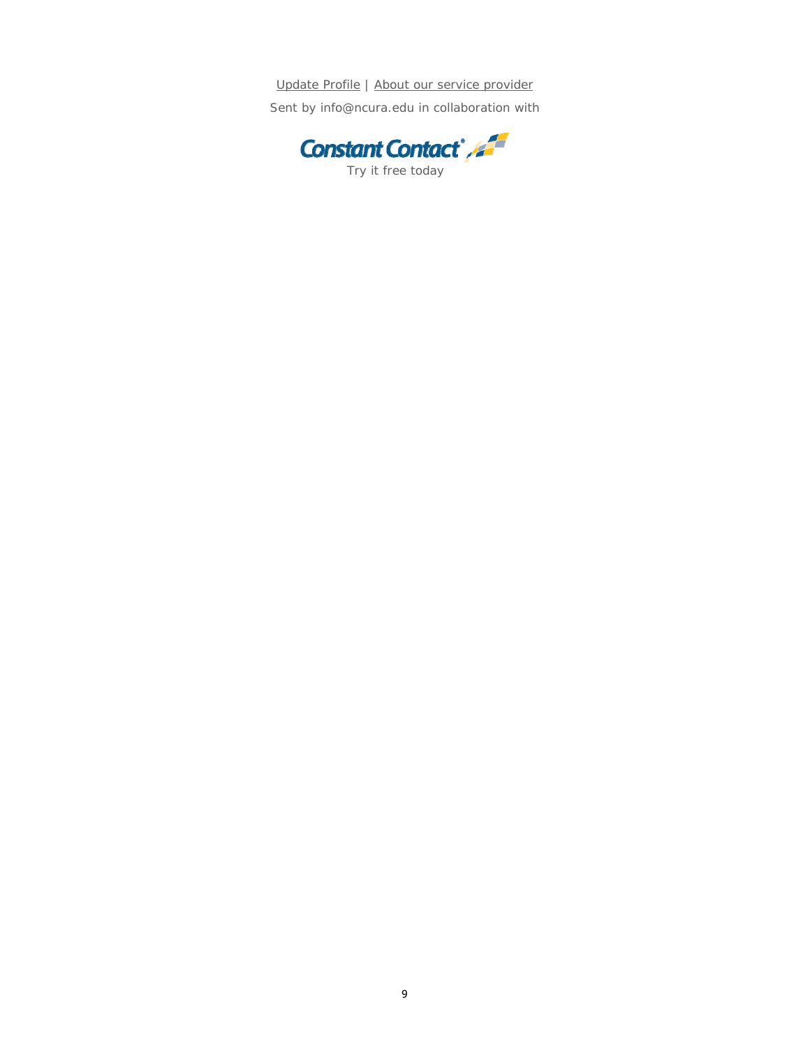Update Profile | About our service provider

Sent by info@ncura.edu in collaboration with

Constant Contact®

Try it free today